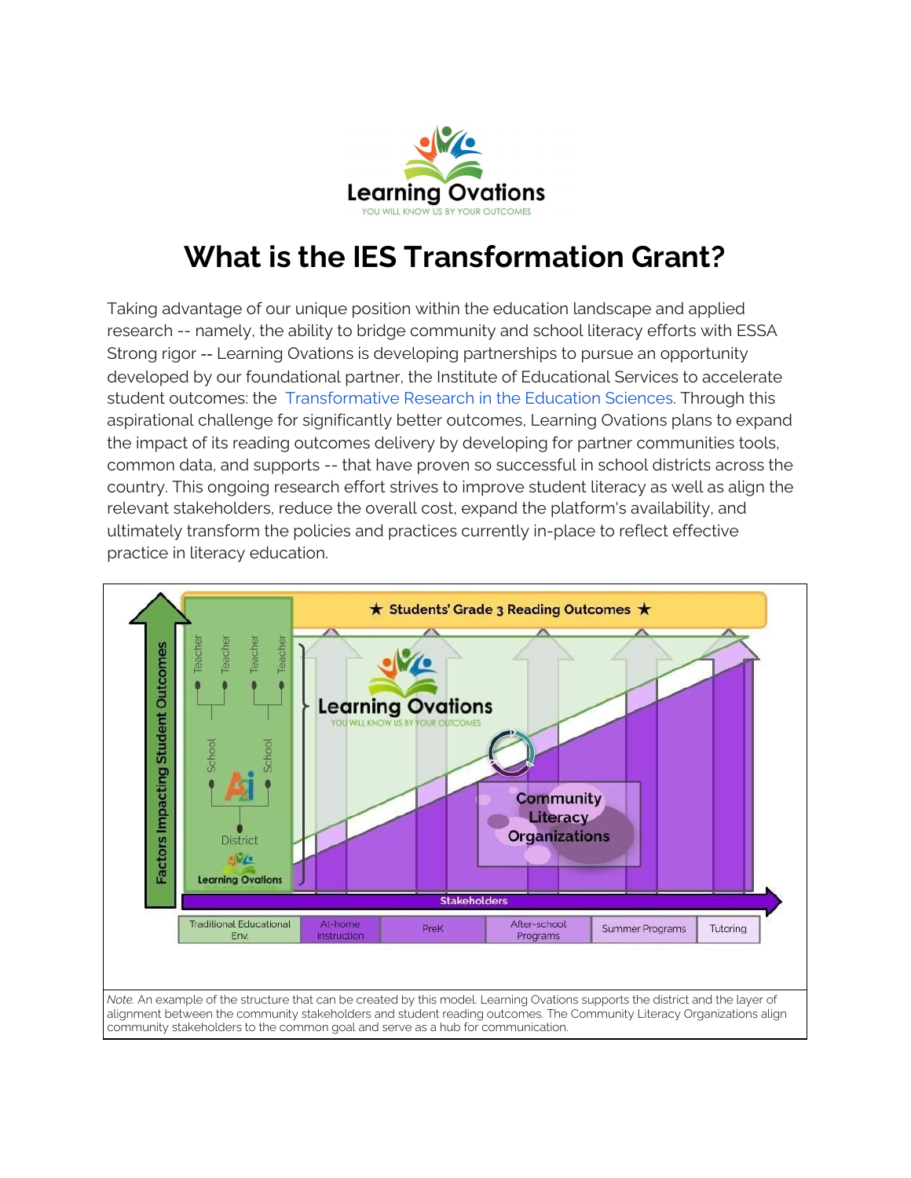Learning Ovations

YOU WILL KNOW US BY YOUR OUTCOMES

# What is the IES Transformation Grant?

Taking advantage of our unique position within the education landscape and applied research -- namely, the ability to bridge community and school literacy efforts with ESSA Strong rigor -- Learning Ovations is developing partnerships to pursue an opportunity developed by our foundational partner, the Institute of Educational Services to accelerate student outcomes: the Transformative Research in the Education Sciences. Through this aspirational challenge for significantly better outcomes, Learning Ovations plans to expand the impact of its reading outcomes delivery by developing for partner communities tools, common data, and supports -- that have proven so successful in school districts across the country. This ongoing research effort strives to improve student literacy as well as align the relevant stakeholders, reduce the overall cost, expand the platform's availability, and ultimately transform the policies and practices currently in-place to reflect effective practice in literacy education.

★ Students' Grade 3 Reading Outcomes ★

Factors Impacting Student Outcomes

Teacher
Teacher
Teacher
Teacher
School
School
District
Learning Ovations

Learning Ovations
YOU WILL KNOW US BY YOUR OUTCOMES

Community Literacy Organizations

Stakeholders

Traditional Educational Env.
At-home Instruction
PreK
After-school Programs
Summer Programs
Tutoring

*Note.* An example of the structure that can be created by this model. Learning Ovations supports the district and the layer of alignment between the community stakeholders and student reading outcomes. The Community Literacy Organizations align community stakeholders to the common goal and serve as a hub for communication.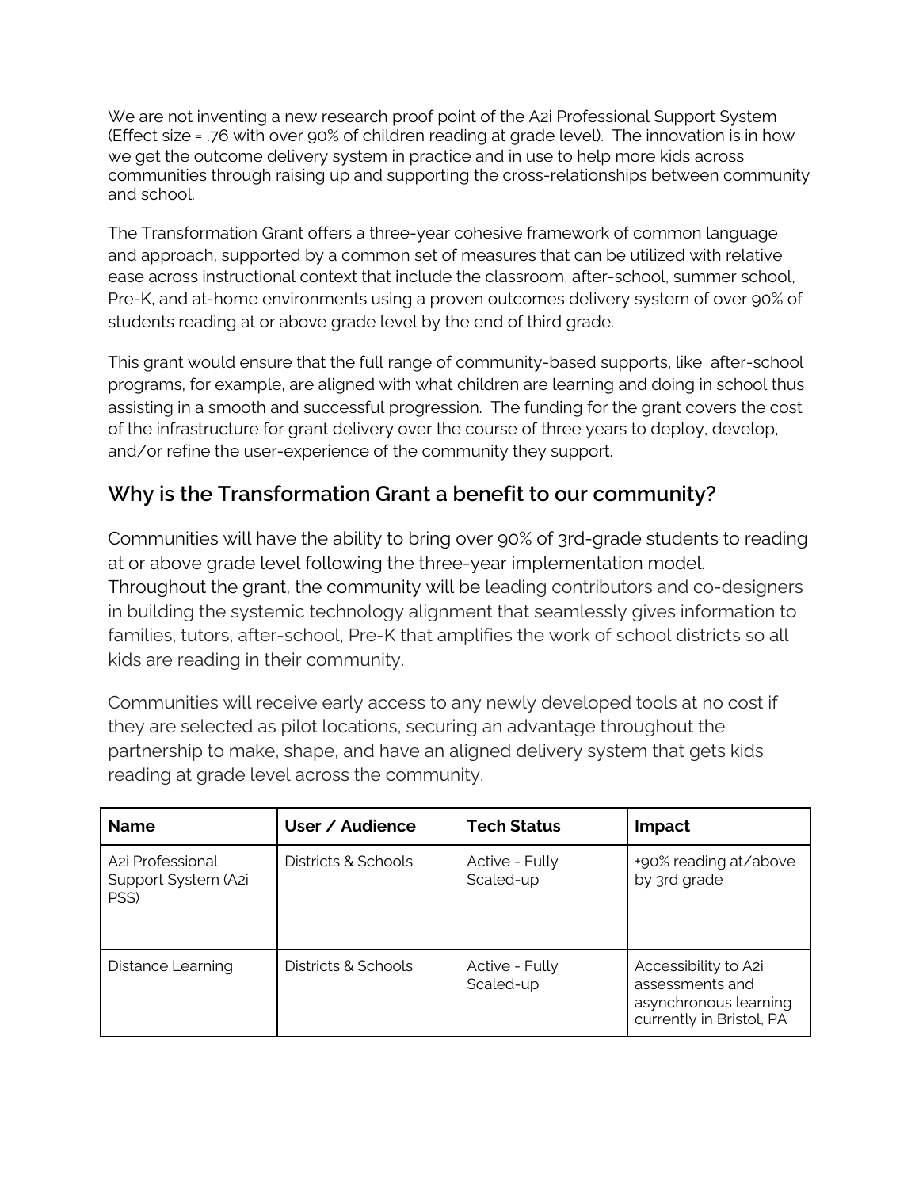We are not inventing a new research proof point of the A2i Professional Support System (Effect size = .76 with over 90% of children reading at grade level). The innovation is in how we get the outcome delivery system in practice and in use to help more kids across communities through raising up and supporting the cross-relationships between community and school.

The Transformation Grant offers a three-year cohesive framework of common language and approach, supported by a common set of measures that can be utilized with relative ease across instructional context that include the classroom, after-school, summer school, Pre-K, and at-home environments using a proven outcomes delivery system of over 90% of students reading at or above grade level by the end of third grade.

This grant would ensure that the full range of community-based supports, like after-school programs, for example, are aligned with what children are learning and doing in school thus assisting in a smooth and successful progression. The funding for the grant covers the cost of the infrastructure for grant delivery over the course of three years to deploy, develop, and/or refine the user-experience of the community they support.

## Why is the Transformation Grant a benefit to our community?

Communities will have the ability to bring over 90% of 3rd-grade students to reading at or above grade level following the three-year implementation model. Throughout the grant, the community will be leading contributors and co-designers in building the systemic technology alignment that seamlessly gives information to families, tutors, after-school, Pre-K that amplifies the work of school districts so all kids are reading in their community.

Communities will receive early access to any newly developed tools at no cost if they are selected as pilot locations, securing an advantage throughout the partnership to make, shape, and have an aligned delivery system that gets kids reading at grade level across the community.

| **Name** | **User / Audience** | **Tech Status** | **Impact** |
| --- | --- | --- | --- |
| A2i Professional Support System (A2i PSS) | Districts & Schools | Active - Fully Scaled-up | +90% reading at/above by 3rd grade |
| Distance Learning | Districts & Schools | Active - Fully Scaled-up | Accessibility to A2i assessments and asynchronous learning currently in Bristol, PA |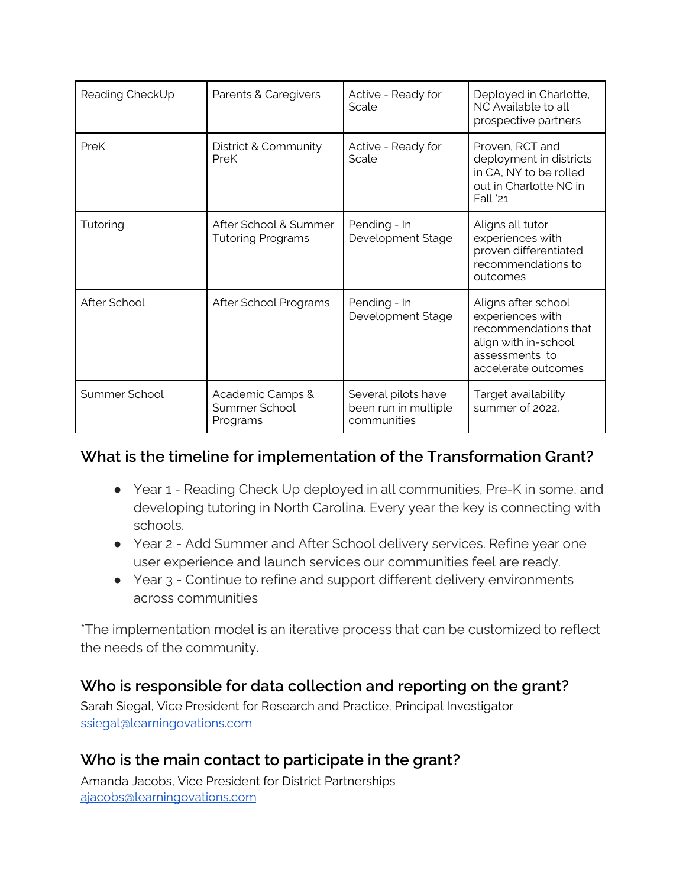| | | | |
|---|---|---|---|
| Reading CheckUp | Parents & Caregivers | Active - Ready for Scale | Deployed in Charlotte, NC Available to all prospective partners |
| PreK | District & Community PreK | Active - Ready for Scale | Proven, RCT and deployment in districts in CA, NY to be rolled out in Charlotte NC in Fall '21 |
| Tutoring | After School & Summer Tutoring Programs | Pending - In Development Stage | Aligns all tutor experiences with proven differentiated recommendations to outcomes |
| After School | After School Programs | Pending - In Development Stage | Aligns after school experiences with recommendations that align with in-school assessments to accelerate outcomes |
| Summer School | Academic Camps & Summer School Programs | Several pilots have been run in multiple communities | Target availability summer of 2022. |

## What is the timeline for implementation of the Transformation Grant?

- Year 1 - Reading Check Up deployed in all communities, Pre-K in some, and developing tutoring in North Carolina. Every year the key is connecting with schools.
- Year 2 - Add Summer and After School delivery services. Refine year one user experience and launch services our communities feel are ready.
- Year 3 - Continue to refine and support different delivery environments across communities

*The implementation model is an iterative process that can be customized to reflect the needs of the community.

## Who is responsible for data collection and reporting on the grant?

Sarah Siegal, Vice President for Research and Practice, Principal Investigator
ssiegal@learningovations.com

## Who is the main contact to participate in the grant?

Amanda Jacobs, Vice President for District Partnerships
ajacobs@learningovations.com